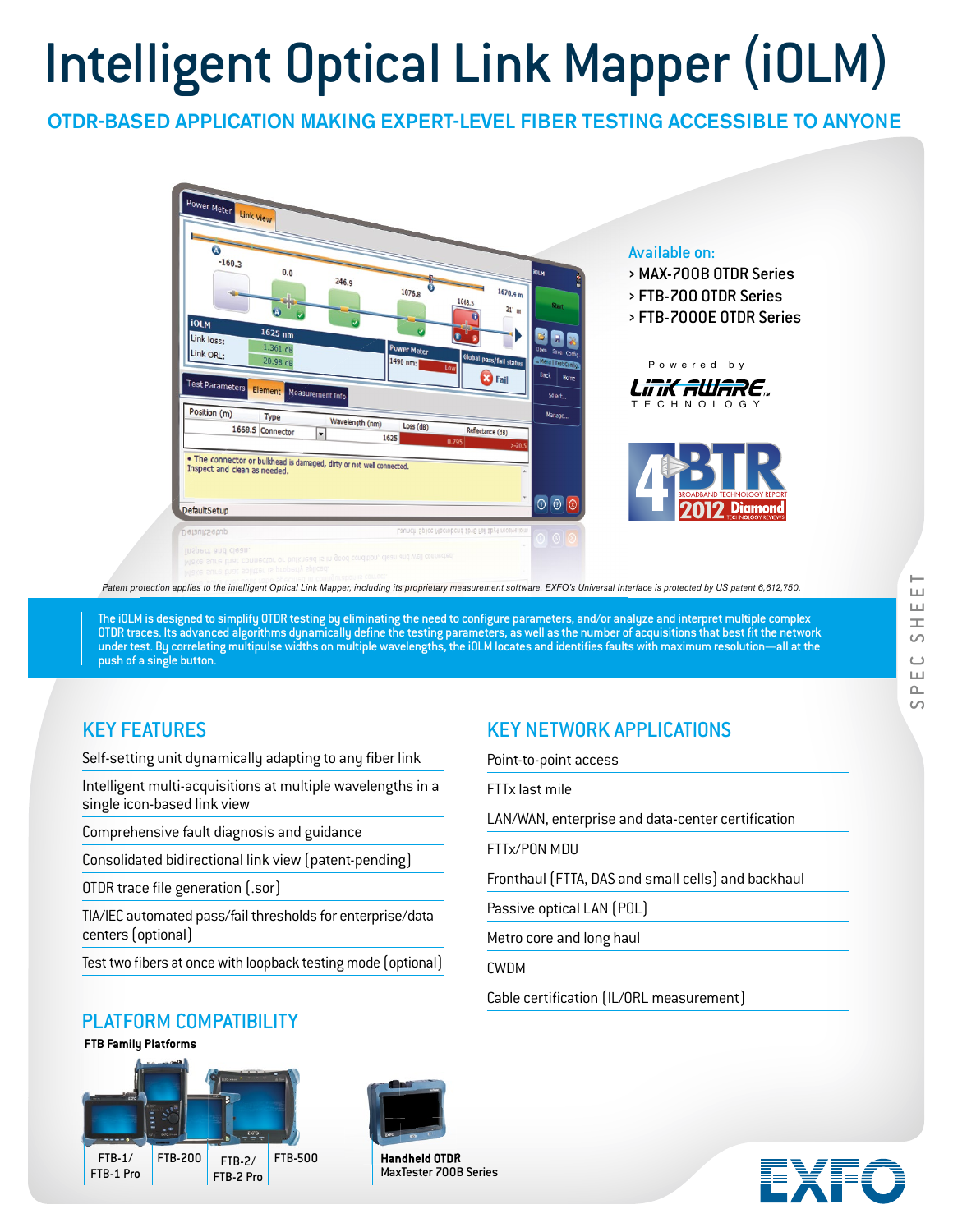# Intelligent Optical Link Mapper (iOLM)

## OTDR-BASED APPLICATION MAKING EXPERT-LEVEL FIBER TESTING ACCESSIBLE TO ANYONE

Available on:

- MAX-700B OTDR Series
- FTB-700 OTDR Series
- FTB-7000E OTDR Series

Powered by LINK AWARE TECHNOLOGY

*Patent protection applies to the intelligent Optical Link Mapper, including its proprietary measurement software. EXFO's Universal Interface is protected by US patent 6,612,750.*

The iOLM is designed to simplify OTDR testing by eliminating the need to configure parameters, and/or analyze and interpret multiple complex OTDR traces. Its advanced algorithms dynamically define the testing parameters, as well as the number of acquisitions that best fit the network under test. By correlating multipulse widths on multiple wavelengths, the iOLM locates and identifies faults with maximum resolution—all at the push of a single button.

## KEY FEATURES

- Self-setting unit dynamically adapting to any fiber link
- Intelligent multi-acquisitions at multiple wavelengths in a single icon-based link view
- Comprehensive fault diagnosis and guidance
- Consolidated bidirectional link view (patent-pending)
- OTDR trace file generation (.sor)
- TIA/IEC automated pass/fail thresholds for enterprise/data centers (optional)
- Test two fibers at once with loopback testing mode (optional)

## KEY NETWORK APPLICATIONS

- Point-to-point access
- FTTx last mile
- LAN/WAN, enterprise and data-center certification
- FTTx/PON MDU
- Fronthaul (FTTA, DAS and small cells) and backhaul
- Passive optical LAN (POL)
- Metro core and long haul
- CWDM
- Cable certification (IL/ORL measurement)

## PLATFORM COMPATIBILITY

**FTB Family Platforms**

FTB-1/ FTB-1 Pro | FTB-200 | FTB-2/ FTB-2 Pro | FTB-500

**Handheld OTDR**
MaxTester 700B Series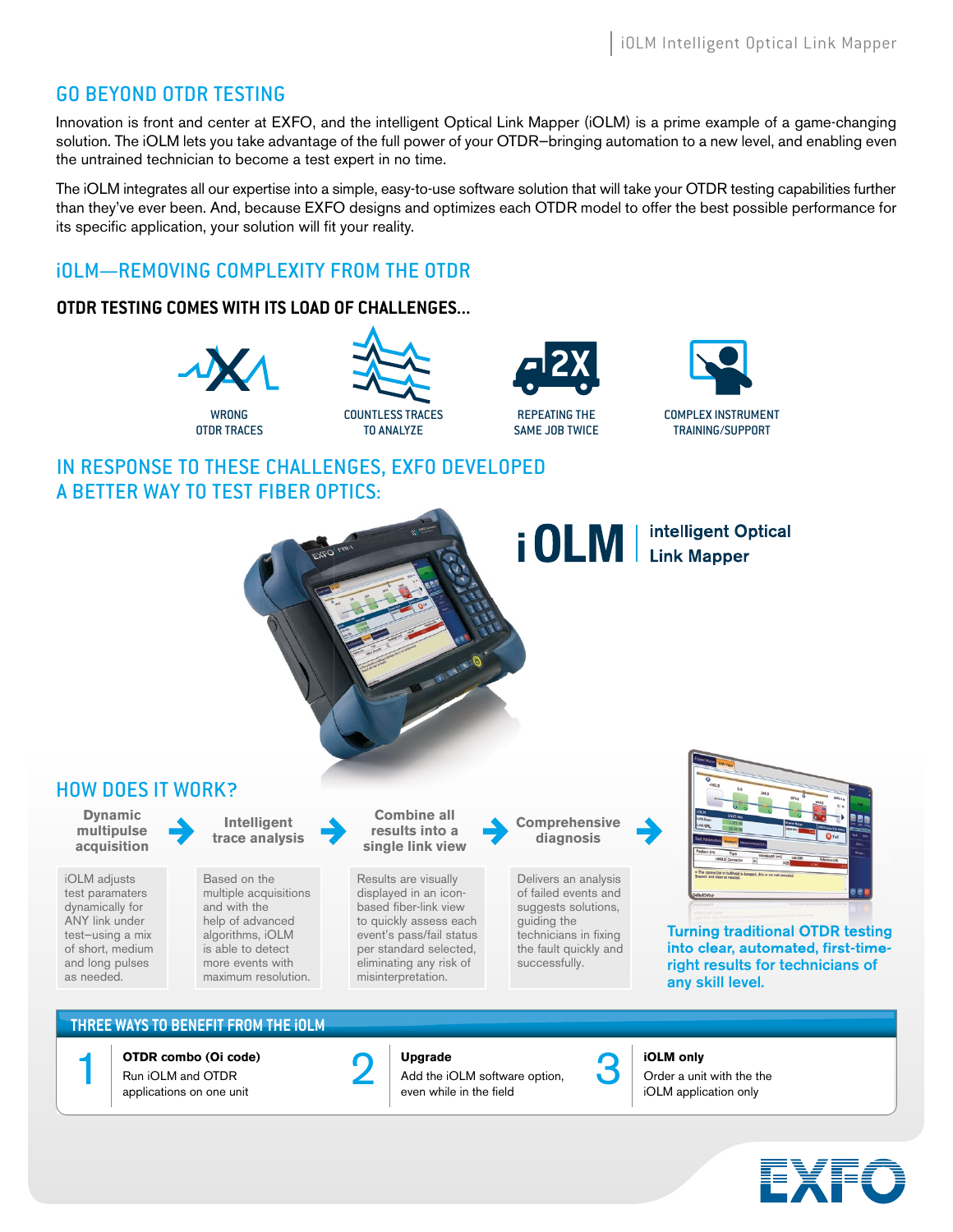## GO BEYOND OTDR TESTING

Innovation is front and center at EXFO, and the intelligent Optical Link Mapper (iOLM) is a prime example of a game-changing solution. The iOLM lets you take advantage of the full power of your OTDR–bringing automation to a new level, and enabling even the untrained technician to become a test expert in no time.

The iOLM integrates all our expertise into a simple, easy-to-use software solution that will take your OTDR testing capabilities further than they've ever been. And, because EXFO designs and optimizes each OTDR model to offer the best possible performance for its specific application, your solution will fit your reality.

## iOLM—REMOVING COMPLEXITY FROM THE OTDR

### OTDR TESTING COMES WITH ITS LOAD OF CHALLENGES...

- WRONG OTDR TRACES
- COUNTLESS TRACES TO ANALYZE
- REPEATING THE SAME JOB TWICE
- COMPLEX INSTRUMENT TRAINING/SUPPORT

## IN RESPONSE TO THESE CHALLENGES, EXFO DEVELOPED A BETTER WAY TO TEST FIBER OPTICS:

**iOLM | intelligent Optical Link Mapper**

## HOW DOES IT WORK?

**Dynamic multipulse acquisition**

iOLM adjusts test paramaters dynamically for ANY link under test–using a mix of short, medium and long pulses as needed.

**Intelligent trace analysis**

Based on the multiple acquisitions and with the help of advanced algorithms, iOLM is able to detect more events with maximum resolution.

**Combine all results into a single link view**

Results are visually displayed in an icon-based fiber-link view to quickly assess each event's pass/fail status per standard selected, eliminating any risk of misinterpretation.

**Comprehensive diagnosis**

Delivers an analysis of failed events and suggests solutions, guiding the technicians in fixing the fault quickly and successfully.

**Turning traditional OTDR testing into clear, automated, first-time-right results for technicians of any skill level.**

### THREE WAYS TO BENEFIT FROM THE iOLM

1. **OTDR combo (Oi code)**
   Run iOLM and OTDR applications on one unit
2. **Upgrade**
   Add the iOLM software option, even while in the field
3. **iOLM only**
   Order a unit with the the iOLM application only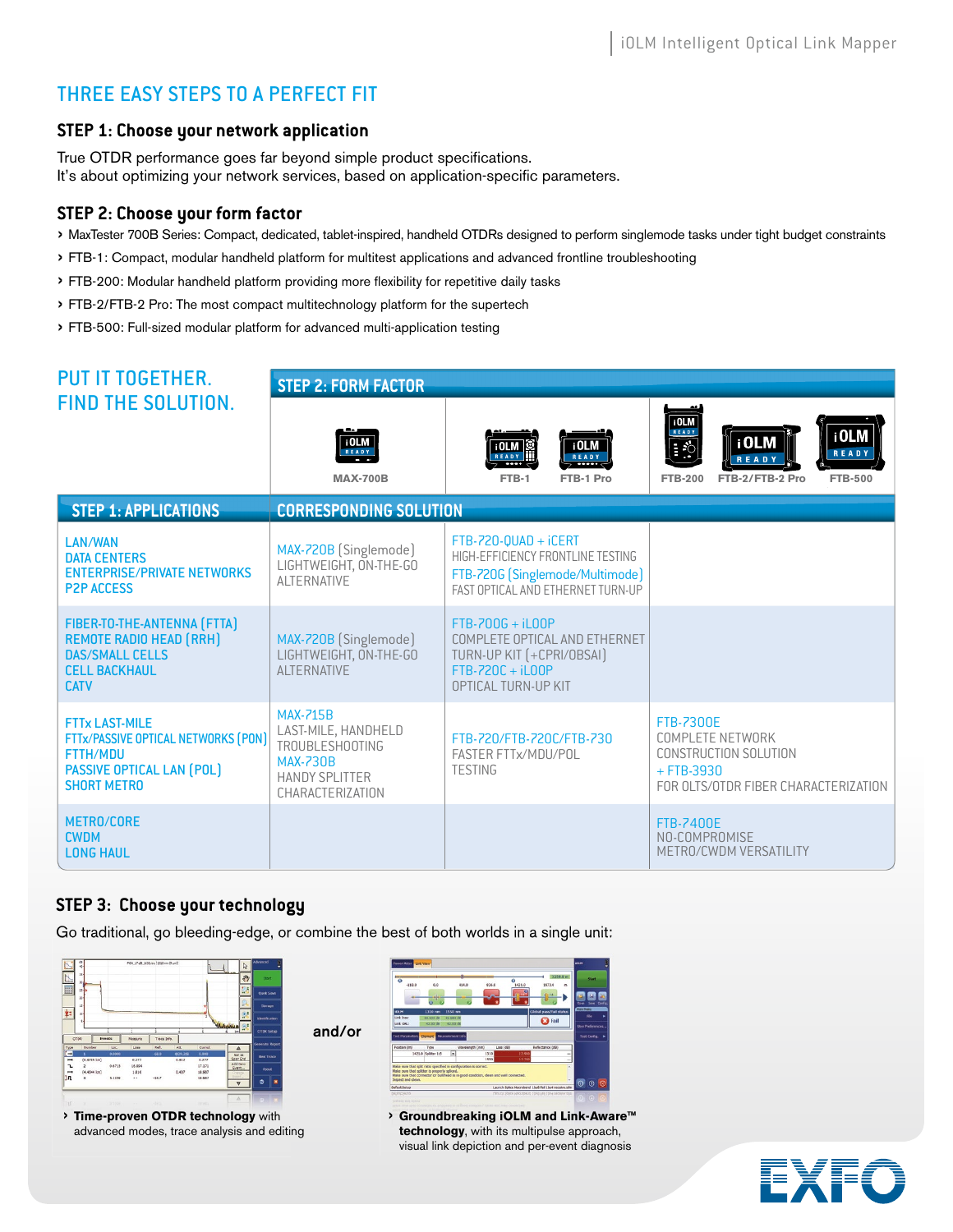## THREE EASY STEPS TO A PERFECT FIT

### STEP 1: Choose your network application

True OTDR performance goes far beyond simple product specifications.
It's about optimizing your network services, based on application-specific parameters.

### STEP 2: Choose your form factor

- MaxTester 700B Series: Compact, dedicated, tablet-inspired, handheld OTDRs designed to perform singlemode tasks under tight budget constraints
- FTB-1: Compact, modular handheld platform for multitest applications and advanced frontline troubleshooting
- FTB-200: Modular handheld platform providing more flexibility for repetitive daily tasks
- FTB-2/FTB-2 Pro: The most compact multitechnology platform for the supertech
- FTB-500: Full-sized modular platform for advanced multi-application testing

## PUT IT TOGETHER. FIND THE SOLUTION.

| STEP 1: APPLICATIONS | STEP 2: FORM FACTOR | | |
|---|---|---|---|
| | MAX-700B | FTB-1 / FTB-1 Pro | FTB-200 / FTB-2/FTB-2 Pro / FTB-500 |
| | CORRESPONDING SOLUTION | | |
| LAN/WAN<br>DATA CENTERS<br>ENTERPRISE/PRIVATE NETWORKS<br>P2P ACCESS | MAX-720B (Singlemode)<br>LIGHTWEIGHT, ON-THE-GO ALTERNATIVE | FTB-720-QUAD + iCERT<br>HIGH-EFFICIENCY FRONTLINE TESTING<br>FTB-720G (Singlemode/Multimode)<br>FAST OPTICAL AND ETHERNET TURN-UP | |
| FIBER-TO-THE-ANTENNA (FTTA)<br>REMOTE RADIO HEAD (RRH)<br>DAS/SMALL CELLS<br>CELL BACKHAUL<br>CATV | MAX-720B (Singlemode)<br>LIGHTWEIGHT, ON-THE-GO ALTERNATIVE | FTB-700G + iLOOP<br>COMPLETE OPTICAL AND ETHERNET TURN-UP KIT (+CPRI/OBSAI)<br>FTB-720C + iLOOP<br>OPTICAL TURN-UP KIT | |
| FTTx LAST-MILE<br>FTTx/PASSIVE OPTICAL NETWORKS (PON)<br>FTTH/MDU<br>PASSIVE OPTICAL LAN (POL)<br>SHORT METRO | MAX-715B<br>LAST-MILE, HANDHELD TROUBLESHOOTING<br>MAX-730B<br>HANDY SPLITTER CHARACTERIZATION | FTB-720/FTB-720C/FTB-730<br>FASTER FTTx/MDU/POL TESTING | FTB-7300E<br>COMPLETE NETWORK CONSTRUCTION SOLUTION<br>+ FTB-3930<br>FOR OLTS/OTDR FIBER CHARACTERIZATION |
| METRO/CORE<br>CWDM<br>LONG HAUL | | | FTB-7400E<br>NO-COMPROMISE METRO/CWDM VERSATILITY |

### STEP 3: Choose your technology

Go traditional, go bleeding-edge, or combine the best of both worlds in a single unit:

- **Time-proven OTDR technology** with advanced modes, trace analysis and editing

and/or

- **Groundbreaking iOLM and Link-Aware™ technology**, with its multipulse approach, visual link depiction and per-event diagnosis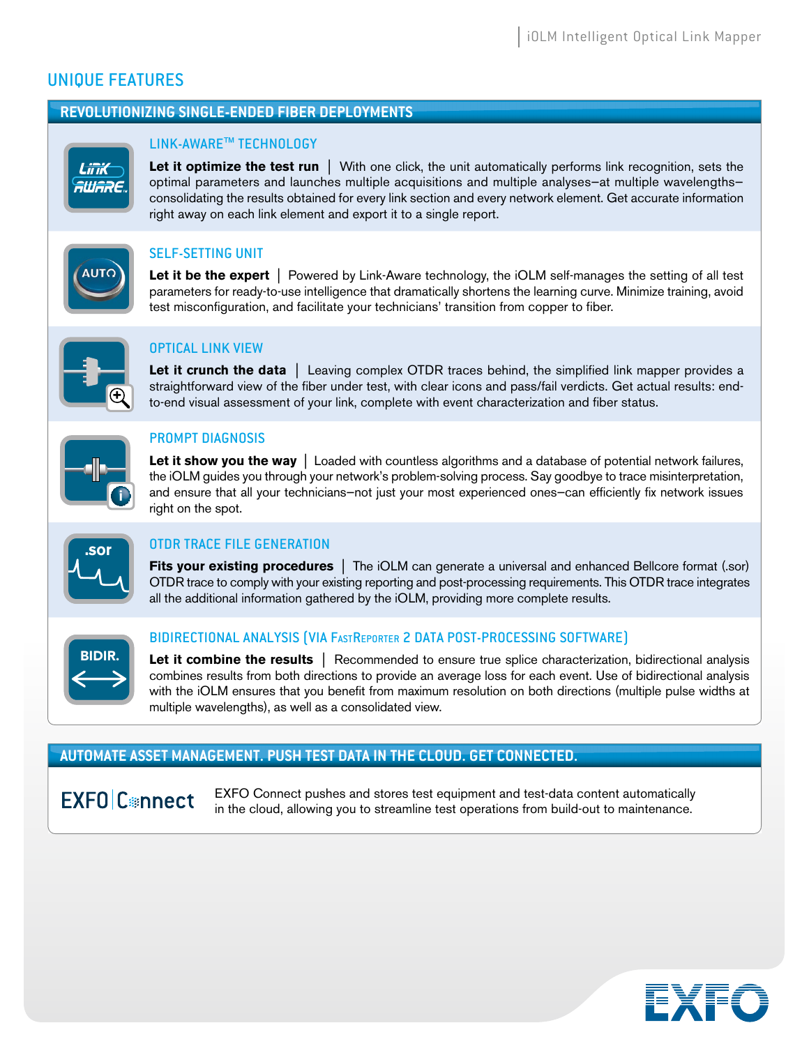## UNIQUE FEATURES

### REVOLUTIONIZING SINGLE-ENDED FIBER DEPLOYMENTS

#### LINK-AWARE™ TECHNOLOGY

**Let it optimize the test run** | With one click, the unit automatically performs link recognition, sets the optimal parameters and launches multiple acquisitions and multiple analyses—at multiple wavelengths—consolidating the results obtained for every link section and every network element. Get accurate information right away on each link element and export it to a single report.

#### SELF-SETTING UNIT

**Let it be the expert** | Powered by Link-Aware technology, the iOLM self-manages the setting of all test parameters for ready-to-use intelligence that dramatically shortens the learning curve. Minimize training, avoid test misconfiguration, and facilitate your technicians' transition from copper to fiber.

#### OPTICAL LINK VIEW

**Let it crunch the data** | Leaving complex OTDR traces behind, the simplified link mapper provides a straightforward view of the fiber under test, with clear icons and pass/fail verdicts. Get actual results: end-to-end visual assessment of your link, complete with event characterization and fiber status.

#### PROMPT DIAGNOSIS

**Let it show you the way** | Loaded with countless algorithms and a database of potential network failures, the iOLM guides you through your network's problem-solving process. Say goodbye to trace misinterpretation, and ensure that all your technicians—not just your most experienced ones—can efficiently fix network issues right on the spot.

#### OTDR TRACE FILE GENERATION

**Fits your existing procedures** | The iOLM can generate a universal and enhanced Bellcore format (.sor) OTDR trace to comply with your existing reporting and post-processing requirements. This OTDR trace integrates all the additional information gathered by the iOLM, providing more complete results.

#### BIDIRECTIONAL ANALYSIS (VIA FASTREPORTER 2 DATA POST-PROCESSING SOFTWARE)

**Let it combine the results** | Recommended to ensure true splice characterization, bidirectional analysis combines results from both directions to provide an average loss for each event. Use of bidirectional analysis with the iOLM ensures that you benefit from maximum resolution on both directions (multiple pulse widths at multiple wavelengths), as well as a consolidated view.

### AUTOMATE ASSET MANAGEMENT. PUSH TEST DATA IN THE CLOUD. GET CONNECTED.

**EXFO Connect**

EXFO Connect pushes and stores test equipment and test-data content automatically in the cloud, allowing you to streamline test operations from build-out to maintenance.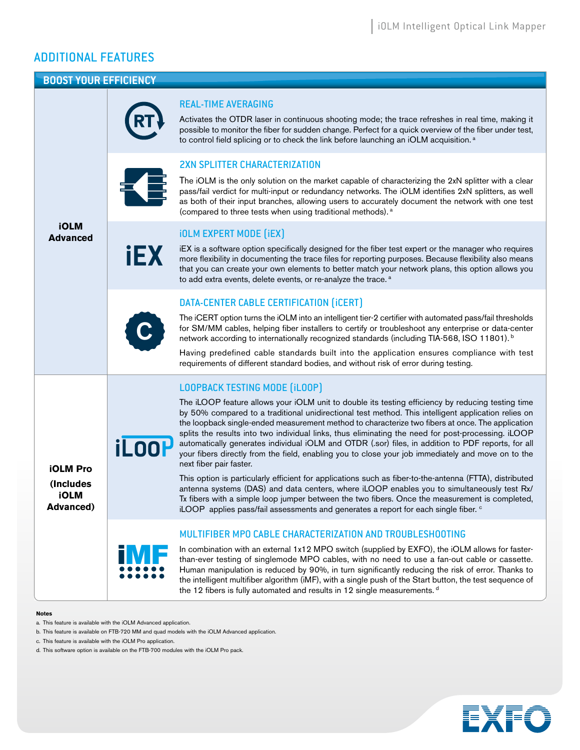## ADDITIONAL FEATURES

### BOOST YOUR EFFICIENCY

**iOLM Advanced**

#### REAL-TIME AVERAGING

Activates the OTDR laser in continuous shooting mode; the trace refreshes in real time, making it possible to monitor the fiber for sudden change. Perfect for a quick overview of the fiber under test, to control field splicing or to check the link before launching an iOLM acquisition. [a]

#### 2XN SPLITTER CHARACTERIZATION

The iOLM is the only solution on the market capable of characterizing the 2xN splitter with a clear pass/fail verdict for multi-input or redundancy networks. The iOLM identifies 2xN splitters, as well as both of their input branches, allowing users to accurately document the network with one test (compared to three tests when using traditional methods). [a]

#### iOLM EXPERT MODE (iEX)

iEX is a software option specifically designed for the fiber test expert or the manager who requires more flexibility in documenting the trace files for reporting purposes. Because flexibility also means that you can create your own elements to better match your network plans, this option allows you to add extra events, delete events, or re-analyze the trace. [a]

#### DATA-CENTER CABLE CERTIFICATION (iCERT)

The iCERT option turns the iOLM into an intelligent tier-2 certifier with automated pass/fail thresholds for SM/MM cables, helping fiber installers to certify or troubleshoot any enterprise or data-center network according to internationally recognized standards (including TIA-568, ISO 11801). [b]

Having predefined cable standards built into the application ensures compliance with test requirements of different standard bodies, and without risk of error during testing.

**iOLM Pro (Includes iOLM Advanced)**

#### LOOPBACK TESTING MODE (iLOOP)

The iLOOP feature allows your iOLM unit to double its testing efficiency by reducing testing time by 50% compared to a traditional unidirectional test method. This intelligent application relies on the loopback single-ended measurement method to characterize two fibers at once. The application splits the results into two individual links, thus eliminating the need for post-processing. iLOOP automatically generates individual iOLM and OTDR (.sor) files, in addition to PDF reports, for all your fibers directly from the field, enabling you to close your job immediately and move on to the next fiber pair faster.

This option is particularly efficient for applications such as fiber-to-the-antenna (FTTA), distributed antenna systems (DAS) and data centers, where iLOOP enables you to simultaneously test Rx/Tx fibers with a simple loop jumper between the two fibers. Once the measurement is completed, iLOOP applies pass/fail assessments and generates a report for each single fiber. [c]

#### MULTIFIBER MPO CABLE CHARACTERIZATION AND TROUBLESHOOTING

In combination with an external 1x12 MPO switch (supplied by EXFO), the iOLM allows for faster-than-ever testing of singlemode MPO cables, with no need to use a fan-out cable or cassette. Human manipulation is reduced by 90%, in turn significantly reducing the risk of error. Thanks to the intelligent multifiber algorithm (iMF), with a single push of the Start button, the test sequence of the 12 fibers is fully automated and results in 12 single measurements. [d]

**Notes**

a. This feature is available with the iOLM Advanced application.

b. This feature is available on FTB-720 MM and quad models with the iOLM Advanced application.

c. This feature is available with the iOLM Pro application.

d. This software option is available on the FTB-700 modules with the iOLM Pro pack.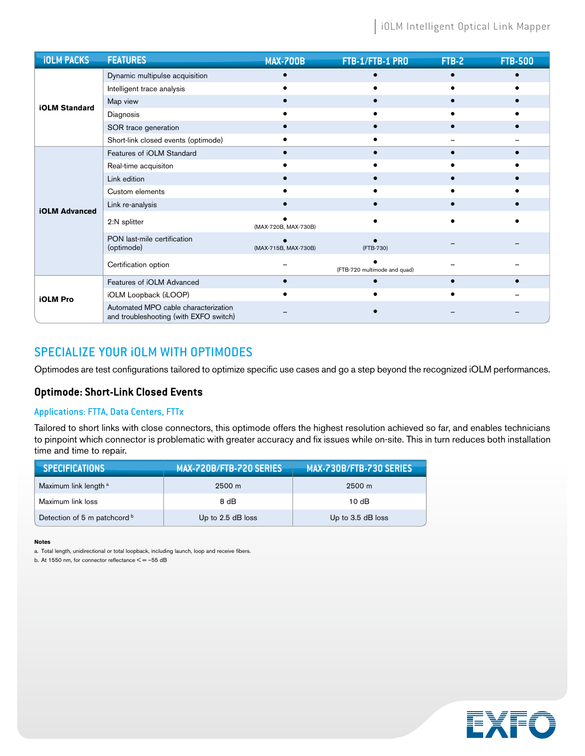| iOLM PACKS | FEATURES | MAX-700B | FTB-1/FTB-1 PRO | FTB-2 | FTB-500 |
|---|---|---|---|---|---|
| **iOLM Standard** | Dynamic multipulse acquisition | • | • | • | • |
| | Intelligent trace analysis | • | • | • | • |
| | Map view | • | • | • | • |
| | Diagnosis | • | • | • | • |
| | SOR trace generation | • | • | • | • |
| | Short-link closed events (optimode) | • | • | – | – |
| **iOLM Advanced** | Features of iOLM Standard | • | • | • | • |
| | Real-time acquisiton | • | • | • | • |
| | Link edition | • | • | • | • |
| | Custom elements | • | • | • | • |
| | Link re-analysis | • | • | • | • |
| | 2:N splitter | • (MAX-720B, MAX-730B) | • | • | • |
| | PON last-mile certification (optimode) | • (MAX-715B, MAX-730B) | • (FTB-730) | – | – |
| | Certification option | – | • (FTB-720 multimode and quad) | – | – |
| **iOLM Pro** | Features of iOLM Advanced | • | • | • | • |
| | iOLM Loopback (iLOOP) | • | • | • | – |
| | Automated MPO cable characterization and troubleshooting (with EXFO switch) | – | • | – | – |

## SPECIALIZE YOUR iOLM WITH OPTIMODES

Optimodes are test configurations tailored to optimize specific use cases and go a step beyond the recognized iOLM performances.

### Optimode: Short-Link Closed Events

#### Applications: FTTA, Data Centers, FTTx

Tailored to short links with close connectors, this optimode offers the highest resolution achieved so far, and enables technicians to pinpoint which connector is problematic with greater accuracy and fix issues while on-site. This in turn reduces both installation time and time to repair.

| SPECIFICATIONS | MAX-720B/FTB-720 SERIES | MAX-730B/FTB-730 SERIES |
|---|---|---|
| Maximum link length [a] | 2500 m | 2500 m |
| Maximum link loss | 8 dB | 10 dB |
| Detection of 5 m patchcord [b] | Up to 2.5 dB loss | Up to 3.5 dB loss |

**Notes**

a. Total length, unidirectional or total loopback, including launch, loop and receive fibers.

b. At 1550 nm, for connector reflectance <= –55 dB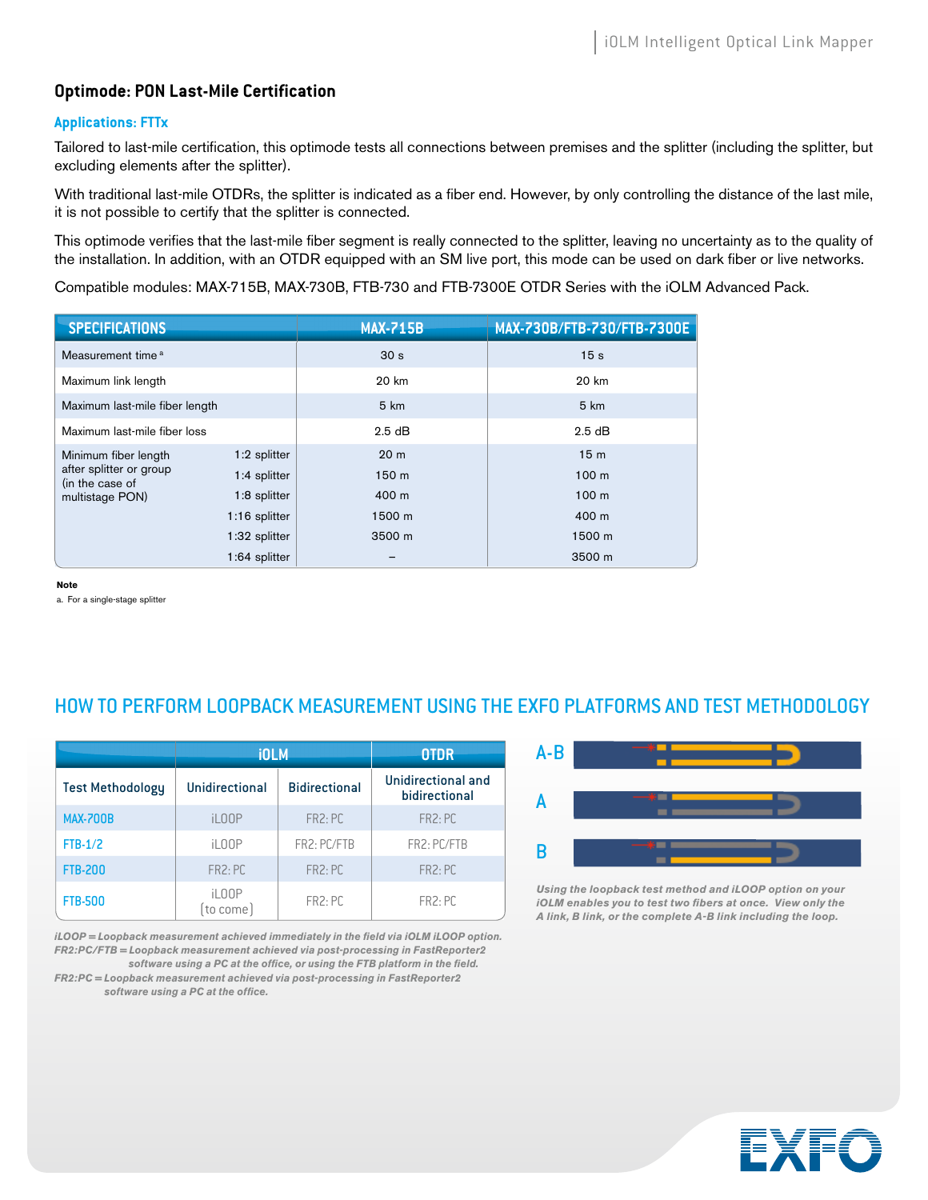## Optimode: PON Last-Mile Certification

### Applications: FTTx

Tailored to last-mile certification, this optimode tests all connections between premises and the splitter (including the splitter, but excluding elements after the splitter).

With traditional last-mile OTDRs, the splitter is indicated as a fiber end. However, by only controlling the distance of the last mile, it is not possible to certify that the splitter is connected.

This optimode verifies that the last-mile fiber segment is really connected to the splitter, leaving no uncertainty as to the quality of the installation. In addition, with an OTDR equipped with an SM live port, this mode can be used on dark fiber or live networks.

Compatible modules: MAX-715B, MAX-730B, FTB-730 and FTB-7300E OTDR Series with the iOLM Advanced Pack.

| SPECIFICATIONS | | MAX-715B | MAX-730B/FTB-730/FTB-7300E |
|---|---|---|---|
| Measurement time [a] | | 30 s | 15 s |
| Maximum link length | | 20 km | 20 km |
| Maximum last-mile fiber length | | 5 km | 5 km |
| Maximum last-mile fiber loss | | 2.5 dB | 2.5 dB |
| Minimum fiber length after splitter or group (in the case of multistage PON) | 1:2 splitter | 20 m | 15 m |
| | 1:4 splitter | 150 m | 100 m |
| | 1:8 splitter | 400 m | 100 m |
| | 1:16 splitter | 1500 m | 400 m |
| | 1:32 splitter | 3500 m | 1500 m |
| | 1:64 splitter | – | 3500 m |

**Note**

a. For a single-stage splitter

## HOW TO PERFORM LOOPBACK MEASUREMENT USING THE EXFO PLATFORMS AND TEST METHODOLOGY

| | iOLM | | OTDR |
|---|---|---|---|
| Test Methodology | Unidirectional | Bidirectional | Unidirectional and bidirectional |
| MAX-700B | iLOOP | FR2: PC | FR2: PC |
| FTB-1/2 | iLOOP | FR2: PC/FTB | FR2: PC/FTB |
| FTB-200 | FR2: PC | FR2: PC | FR2: PC |
| FTB-500 | iLOOP (to come) | FR2: PC | FR2: PC |

*iLOOP = Loopback measurement achieved immediately in the field via iOLM iLOOP option.*
*FR2:PC/FTB = Loopback measurement achieved via post-processing in FastReporter2 software using a PC at the office, or using the FTB platform in the field.*
*FR2:PC = Loopback measurement achieved via post-processing in FastReporter2 software using a PC at the office.*

A-B

A

B

*Using the loopback test method and iLOOP option on your iOLM enables you to test two fibers at once. View only the A link, B link, or the complete A-B link including the loop.*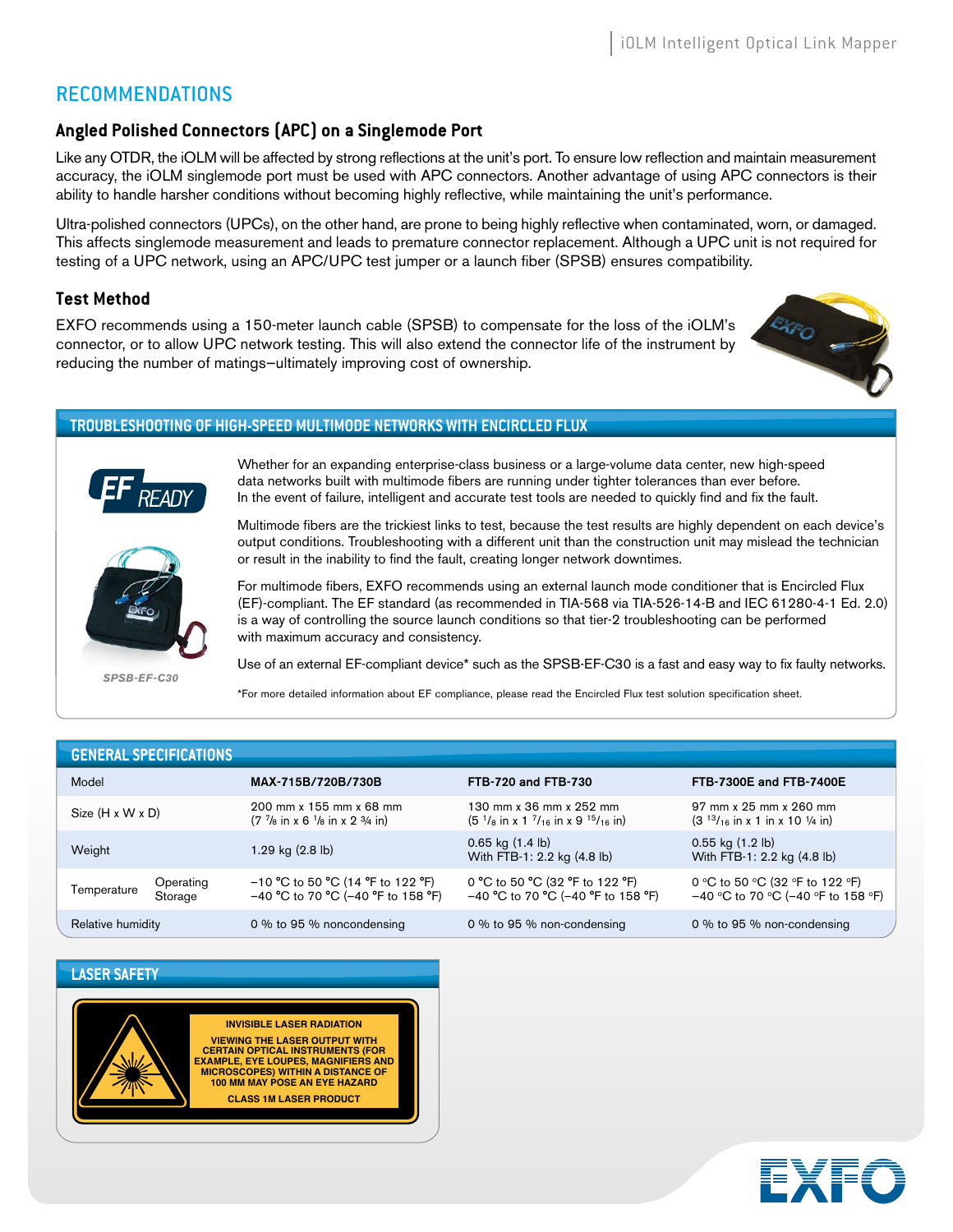## RECOMMENDATIONS

### Angled Polished Connectors (APC) on a Singlemode Port

Like any OTDR, the iOLM will be affected by strong reflections at the unit's port. To ensure low reflection and maintain measurement accuracy, the iOLM singlemode port must be used with APC connectors. Another advantage of using APC connectors is their ability to handle harsher conditions without becoming highly reflective, while maintaining the unit's performance.

Ultra-polished connectors (UPCs), on the other hand, are prone to being highly reflective when contaminated, worn, or damaged. This affects singlemode measurement and leads to premature connector replacement. Although a UPC unit is not required for testing of a UPC network, using an APC/UPC test jumper or a launch fiber (SPSB) ensures compatibility.

### Test Method

EXFO recommends using a 150-meter launch cable (SPSB) to compensate for the loss of the iOLM's connector, or to allow UPC network testing. This will also extend the connector life of the instrument by reducing the number of matings—ultimately improving cost of ownership.

## TROUBLESHOOTING OF HIGH-SPEED MULTIMODE NETWORKS WITH ENCIRCLED FLUX

EF READY

SPSB-EF-C30

Whether for an expanding enterprise-class business or a large-volume data center, new high-speed data networks built with multimode fibers are running under tighter tolerances than ever before. In the event of failure, intelligent and accurate test tools are needed to quickly find and fix the fault.

Multimode fibers are the trickiest links to test, because the test results are highly dependent on each device's output conditions. Troubleshooting with a different unit than the construction unit may mislead the technician or result in the inability to find the fault, creating longer network downtimes.

For multimode fibers, EXFO recommends using an external launch mode conditioner that is Encircled Flux (EF)-compliant. The EF standard (as recommended in TIA-568 via TIA-526-14-B and IEC 61280-4-1 Ed. 2.0) is a way of controlling the source launch conditions so that tier-2 troubleshooting can be performed with maximum accuracy and consistency.

Use of an external EF-compliant device* such as the SPSB-EF-C30 is a fast and easy way to fix faulty networks.

*For more detailed information about EF compliance, please read the Encircled Flux test solution specification sheet.

## GENERAL SPECIFICATIONS

| Model | | MAX-715B/720B/730B | FTB-720 and FTB-730 | FTB-7300E and FTB-7400E |
|---|---|---|---|---|
| Size (H x W x D) | | 200 mm x 155 mm x 68 mm (7 7/8 in x 6 1/8 in x 2 ¾ in) | 130 mm x 36 mm x 252 mm (5 1/8 in x 1 7/16 in x 9 15/16 in) | 97 mm x 25 mm x 260 mm (3 13/16 in x 1 in x 10 ¼ in) |
| Weight | | 1.29 kg (2.8 lb) | 0.65 kg (1.4 lb) With FTB-1: 2.2 kg (4.8 lb) | 0.55 kg (1.2 lb) With FTB-1: 2.2 kg (4.8 lb) |
| Temperature | Operating | −10 °C to 50 °C (14 °F to 122 °F) | 0 °C to 50 °C (32 °F to 122 °F) | 0 °C to 50 °C (32 °F to 122 °F) |
| | Storage | −40 °C to 70 °C (−40 °F to 158 °F) | −40 °C to 70 °C (−40 °F to 158 °F) | −40 °C to 70 °C (−40 °F to 158 °F) |
| Relative humidity | | 0 % to 95 % noncondensing | 0 % to 95 % non-condensing | 0 % to 95 % non-condensing |

## LASER SAFETY

INVISIBLE LASER RADIATION

VIEWING THE LASER OUTPUT WITH CERTAIN OPTICAL INSTRUMENTS (FOR EXAMPLE, EYE LOUPES, MAGNIFIERS AND MICROSCOPES) WITHIN A DISTANCE OF 100 MM MAY POSE AN EYE HAZARD

CLASS 1M LASER PRODUCT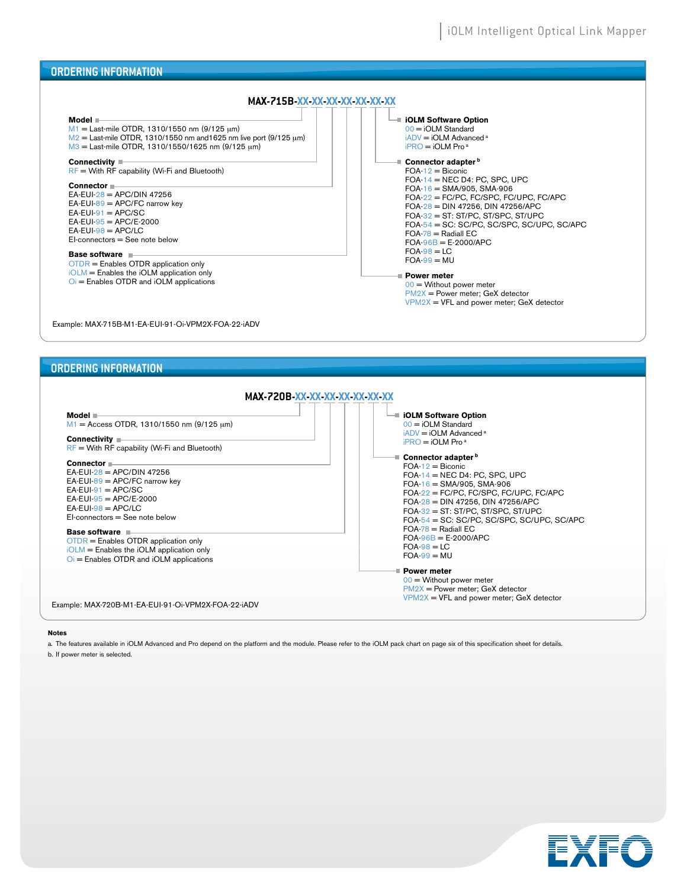## ORDERING INFORMATION

**MAX-715B-XX-XX-XX-XX-XX-XX-XX**

**Model**
- M1 = Last-mile OTDR, 1310/1550 nm (9/125 µm)
- M2 = Last-mile OTDR, 1310/1550 nm and1625 nm live port (9/125 µm)
- M3 = Last-mile OTDR, 1310/1550/1625 nm (9/125 µm)

**Connectivity**
- RF = With RF capability (Wi-Fi and Bluetooth)

**Connector**
- EA-EUI-28 = APC/DIN 47256
- EA-EUI-89 = APC/FC narrow key
- EA-EUI-91 = APC/SC
- EA-EUI-95 = APC/E-2000
- EA-EUI-98 = APC/LC
- EI-connectors = See note below

**Base software**
- OTDR = Enables OTDR application only
- iOLM = Enables the iOLM application only
- Oi = Enables OTDR and iOLM applications

**iOLM Software Option**
- 00 = iOLM Standard
- iADV = iOLM Advanced [a]
- iPRO = iOLM Pro [a]

**Connector adapter** [b]
- FOA-12 = Biconic
- FOA-14 = NEC D4: PC, SPC, UPC
- FOA-16 = SMA/905, SMA-906
- FOA-22 = FC/PC, FC/SPC, FC/UPC, FC/APC
- FOA-28 = DIN 47256, DIN 47256/APC
- FOA-32 = ST: ST/PC, ST/SPC, ST/UPC
- FOA-54 = SC: SC/PC, SC/SPC, SC/UPC, SC/APC
- FOA-78 = Radiall EC
- FOA-96B = E-2000/APC
- FOA-98 = LC
- FOA-99 = MU

**Power meter**
- 00 = Without power meter
- PM2X = Power meter; GeX detector
- VPM2X = VFL and power meter; GeX detector

Example: MAX-715B-M1-EA-EUI-91-Oi-VPM2X-FOA-22-iADV

## ORDERING INFORMATION

**MAX-720B-XX-XX-XX-XX-XX-XX-XX**

**Model**
- M1 = Access OTDR, 1310/1550 nm (9/125 µm)

**Connectivity**
- RF = With RF capability (Wi-Fi and Bluetooth)

**Connector**
- EA-EUI-28 = APC/DIN 47256
- EA-EUI-89 = APC/FC narrow key
- EA-EUI-91 = APC/SC
- EA-EUI-95 = APC/E-2000
- EA-EUI-98 = APC/LC
- EI-connectors = See note below

**Base software**
- OTDR = Enables OTDR application only
- iOLM = Enables the iOLM application only
- Oi = Enables OTDR and iOLM applications

**iOLM Software Option**
- 00 = iOLM Standard
- iADV = iOLM Advanced [a]
- iPRO = iOLM Pro [a]

**Connector adapter** [b]
- FOA-12 = Biconic
- FOA-14 = NEC D4: PC, SPC, UPC
- FOA-16 = SMA/905, SMA-906
- FOA-22 = FC/PC, FC/SPC, FC/UPC, FC/APC
- FOA-28 = DIN 47256, DIN 47256/APC
- FOA-32 = ST: ST/PC, ST/SPC, ST/UPC
- FOA-54 = SC: SC/PC, SC/SPC, SC/UPC, SC/APC
- FOA-78 = Radiall EC
- FOA-96B = E-2000/APC
- FOA-98 = LC
- FOA-99 = MU

**Power meter**
- 00 = Without power meter
- PM2X = Power meter; GeX detector
- VPM2X = VFL and power meter; GeX detector

Example: MAX-720B-M1-EA-EUI-91-Oi-VPM2X-FOA-22-iADV

**Notes**

a. The features available in iOLM Advanced and Pro depend on the platform and the module. Please refer to the iOLM pack chart on page six of this specification sheet for details.

b. If power meter is selected.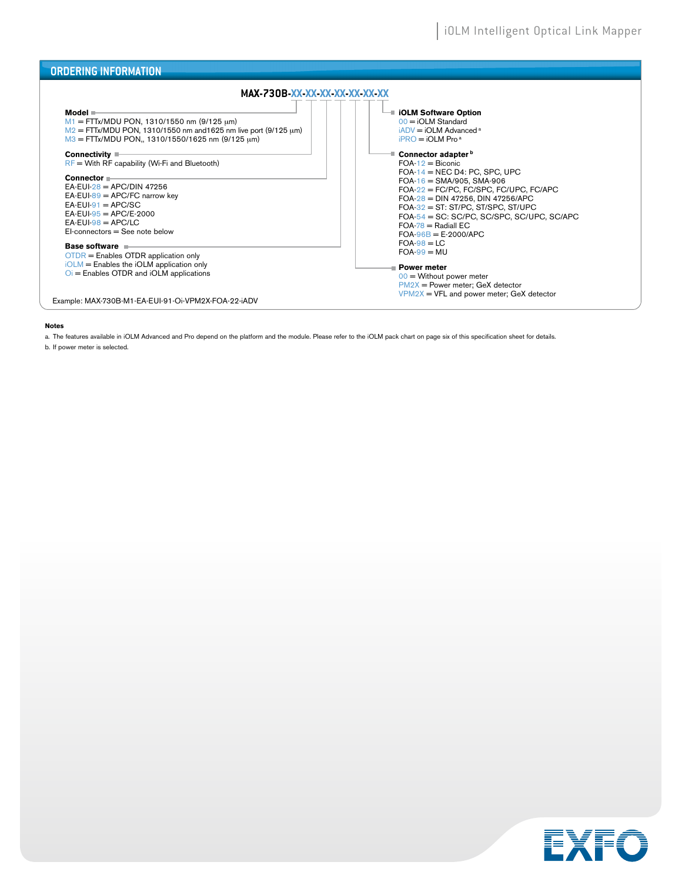## ORDERING INFORMATION

**MAX-730B-XX-XX-XX-XX-XX-XX-XX**

**Model**
M1 = FTTx/MDU PON, 1310/1550 nm (9/125 µm)
M2 = FTTx/MDU PON, 1310/1550 nm and1625 nm live port (9/125 µm)
M3 = FTTx/MDU PON,, 1310/1550/1625 nm (9/125 µm)

**Connectivity**
RF = With RF capability (Wi-Fi and Bluetooth)

**Connector**
EA-EUI-28 = APC/DIN 47256
EA-EUI-89 = APC/FC narrow key
EA-EUI-91 = APC/SC
EA-EUI-95 = APC/E-2000
EA-EUI-98 = APC/LC
EI-connectors = See note below

**Base software**
OTDR = Enables OTDR application only
iOLM = Enables the iOLM application only
Oi = Enables OTDR and iOLM applications

**iOLM Software Option**
00 = iOLM Standard
iADV = iOLM Advanced [a]
iPRO = iOLM Pro [a]

**Connector adapter** [b]
FOA-12 = Biconic
FOA-14 = NEC D4: PC, SPC, UPC
FOA-16 = SMA/905, SMA-906
FOA-22 = FC/PC, FC/SPC, FC/UPC, FC/APC
FOA-28 = DIN 47256, DIN 47256/APC
FOA-32 = ST: ST/PC, ST/SPC, ST/UPC
FOA-54 = SC: SC/PC, SC/SPC, SC/UPC, SC/APC
FOA-78 = Radiall EC
FOA-96B = E-2000/APC
FOA-98 = LC
FOA-99 = MU

**Power meter**
00 = Without power meter
PM2X = Power meter; GeX detector
VPM2X = VFL and power meter; GeX detector

Example: MAX-730B-M1-EA-EUI-91-Oi-VPM2X-FOA-22-iADV

**Notes**

a. The features available in iOLM Advanced and Pro depend on the platform and the module. Please refer to the iOLM pack chart on page six of this specification sheet for details.

b. If power meter is selected.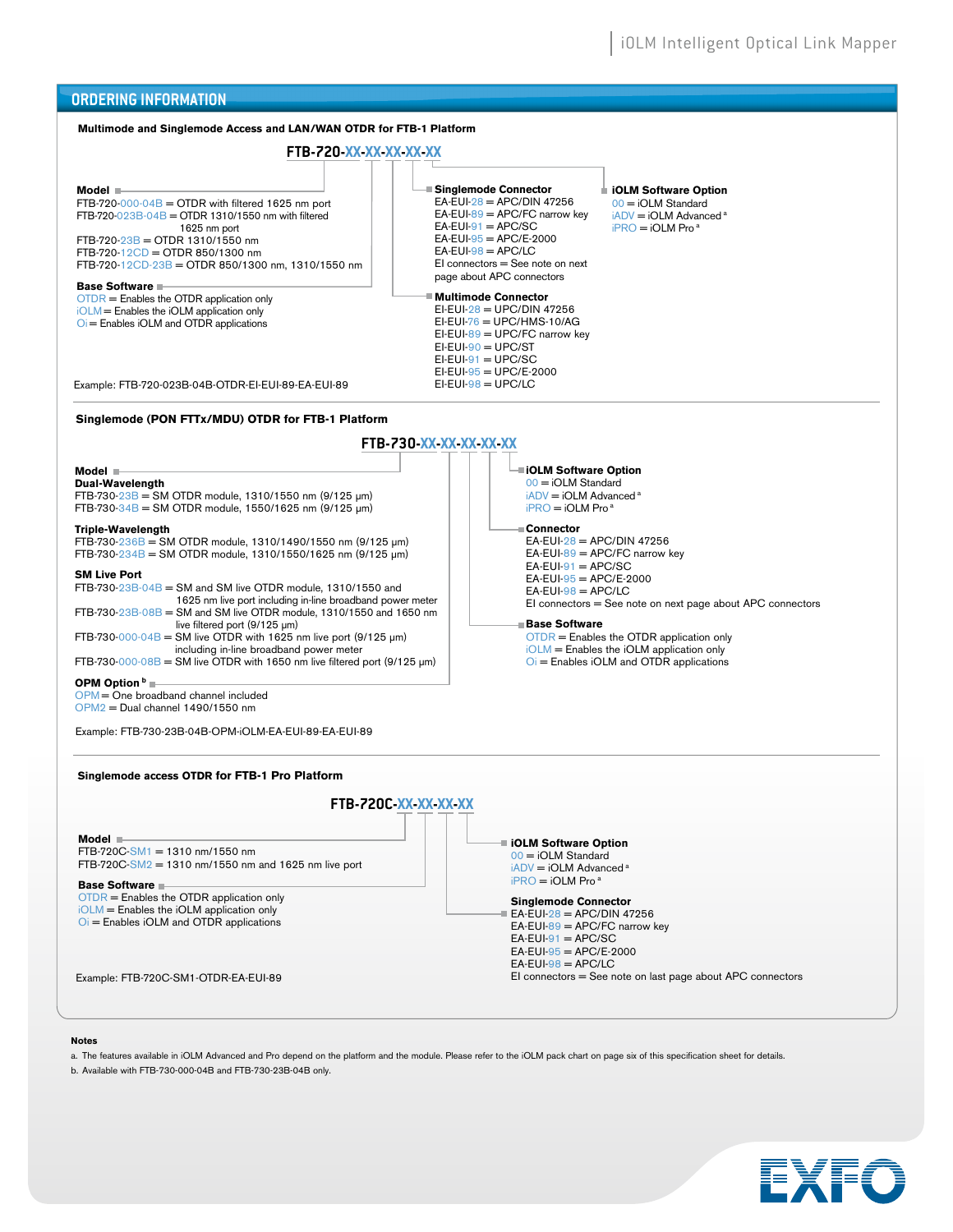## ORDERING INFORMATION

### Multimode and Singlemode Access and LAN/WAN OTDR for FTB-1 Platform

**FTB-720-XX-XX-XX-XX-XX**

**Model**
- FTB-720-000-04B = OTDR with filtered 1625 nm port
- FTB-720-023B-04B = OTDR 1310/1550 nm with filtered 1625 nm port
- FTB-720-23B = OTDR 1310/1550 nm
- FTB-720-12CD = OTDR 850/1300 nm
- FTB-720-12CD-23B = OTDR 850/1300 nm, 1310/1550 nm

**Base Software**
- OTDR = Enables the OTDR application only
- iOLM = Enables the iOLM application only
- Oi = Enables iOLM and OTDR applications

**Singlemode Connector**
- EA-EUI-28 = APC/DIN 47256
- EA-EUI-89 = APC/FC narrow key
- EA-EUI-91 = APC/SC
- EA-EUI-95 = APC/E-2000
- EA-EUI-98 = APC/LC
- EI connectors = See note on next page about APC connectors

**Multimode Connector**
- EI-EUI-28 = UPC/DIN 47256
- EI-EUI-76 = UPC/HMS-10/AG
- EI-EUI-89 = UPC/FC narrow key
- EI-EUI-90 = UPC/ST
- EI-EUI-91 = UPC/SC
- EI-EUI-95 = UPC/E-2000
- EI-EUI-98 = UPC/LC

**iOLM Software Option**
- 00 = iOLM Standard
- iADV = iOLM Advanced [a]
- iPRO = iOLM Pro [a]

Example: FTB-720-023B-04B-OTDR-EI-EUI-89-EA-EUI-89

### Singlemode (PON FTTx/MDU) OTDR for FTB-1 Platform

**FTB-730-XX-XX-XX-XX-XX**

**Model**

**Dual-Wavelength**
- FTB-730-23B = SM OTDR module, 1310/1550 nm (9/125 µm)
- FTB-730-34B = SM OTDR module, 1550/1625 nm (9/125 µm)

**Triple-Wavelength**
- FTB-730-236B = SM OTDR module, 1310/1490/1550 nm (9/125 µm)
- FTB-730-234B = SM OTDR module, 1310/1550/1625 nm (9/125 µm)

**SM Live Port**
- FTB-730-23B-04B = SM and SM live OTDR module, 1310/1550 and 1625 nm live port including in-line broadband power meter
- FTB-730-23B-08B = SM and SM live OTDR module, 1310/1550 and 1650 nm live filtered port (9/125 µm)
- FTB-730-000-04B = SM live OTDR with 1625 nm live port (9/125 µm) including in-line broadband power meter
- FTB-730-000-08B = SM live OTDR with 1650 nm live filtered port (9/125 µm)

**OPM Option** [b]
- OPM = One broadband channel included
- OPM2 = Dual channel 1490/1550 nm

**iOLM Software Option**
- 00 = iOLM Standard
- iADV = iOLM Advanced [a]
- iPRO = iOLM Pro [a]

**Connector**
- EA-EUI-28 = APC/DIN 47256
- EA-EUI-89 = APC/FC narrow key
- EA-EUI-91 = APC/SC
- EA-EUI-95 = APC/E-2000
- EA-EUI-98 = APC/LC
- EI connectors = See note on next page about APC connectors

**Base Software**
- OTDR = Enables the OTDR application only
- iOLM = Enables the iOLM application only
- Oi = Enables iOLM and OTDR applications

Example: FTB-730-23B-04B-OPM-iOLM-EA-EUI-89-EA-EUI-89

### Singlemode access OTDR for FTB-1 Pro Platform

**FTB-720C-XX-XX-XX-XX**

**Model**
- FTB-720C-SM1 = 1310 nm/1550 nm
- FTB-720C-SM2 = 1310 nm/1550 nm and 1625 nm live port

**Base Software**
- OTDR = Enables the OTDR application only
- iOLM = Enables the iOLM application only
- Oi = Enables iOLM and OTDR applications

**iOLM Software Option**
- 00 = iOLM Standard
- iADV = iOLM Advanced [a]
- iPRO = iOLM Pro [a]

**Singlemode Connector**
- EA-EUI-28 = APC/DIN 47256
- EA-EUI-89 = APC/FC narrow key
- EA-EUI-91 = APC/SC
- EA-EUI-95 = APC/E-2000
- EA-EUI-98 = APC/LC
- EI connectors = See note on last page about APC connectors

Example: FTB-720C-SM1-OTDR-EA-EUI-89

**Notes**

a. The features available in iOLM Advanced and Pro depend on the platform and the module. Please refer to the iOLM pack chart on page six of this specification sheet for details.

b. Available with FTB-730-000-04B and FTB-730-23B-04B only.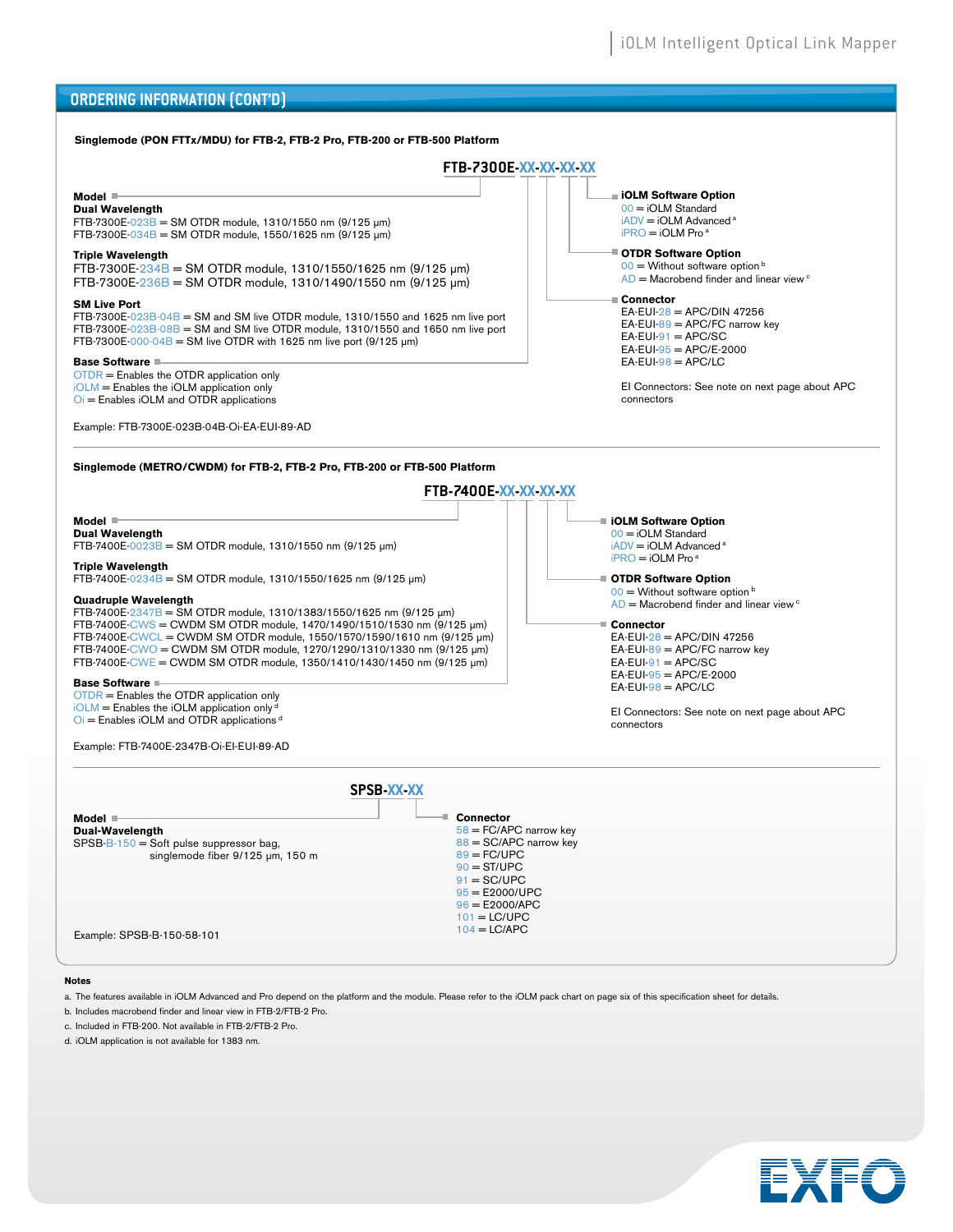## ORDERING INFORMATION (CONT'D)

**Singlemode (PON FTTx/MDU) for FTB-2, FTB-2 Pro, FTB-200 or FTB-500 Platform**

**FTB-7300E-XX-XX-XX-XX**

**Model**

**Dual Wavelength**

FTB-7300E-023B = SM OTDR module, 1310/1550 nm (9/125 µm)
FTB-7300E-034B = SM OTDR module, 1550/1625 nm (9/125 µm)

**Triple Wavelength**

FTB-7300E-234B = SM OTDR module, 1310/1550/1625 nm (9/125 µm)
FTB-7300E-236B = SM OTDR module, 1310/1490/1550 nm (9/125 µm)

**SM Live Port**

FTB-7300E-023B-04B = SM and SM live OTDR module, 1310/1550 and 1625 nm live port
FTB-7300E-023B-08B = SM and SM live OTDR module, 1310/1550 and 1650 nm live port
FTB-7300E-000-04B = SM live OTDR with 1625 nm live port (9/125 µm)

**Base Software**

OTDR = Enables the OTDR application only
iOLM = Enables the iOLM application only
Oi = Enables iOLM and OTDR applications

**Connector**

EA-EUI-28 = APC/DIN 47256
EA-EUI-89 = APC/FC narrow key
EA-EUI-91 = APC/SC
EA-EUI-95 = APC/E-2000
EA-EUI-98 = APC/LC

EI Connectors: See note on next page about APC connectors

**OTDR Software Option**

00 = Without software option [b]
AD = Macrobend finder and linear view [c]

**iOLM Software Option**

00 = iOLM Standard
iADV = iOLM Advanced [a]
iPRO = iOLM Pro [a]

Example: FTB-7300E-023B-04B-Oi-EA-EUI-89-AD

---

**Singlemode (METRO/CWDM) for FTB-2, FTB-2 Pro, FTB-200 or FTB-500 Platform**

**FTB-7400E-XX-XX-XX-XX**

**Model**

**Dual Wavelength**

FTB-7400E-0023B = SM OTDR module, 1310/1550 nm (9/125 µm)

**Triple Wavelength**

FTB-7400E-0234B = SM OTDR module, 1310/1550/1625 nm (9/125 µm)

**Quadruple Wavelength**

FTB-7400E-2347B = SM OTDR module, 1310/1383/1550/1625 nm (9/125 µm)
FTB-7400E-CWS = CWDM SM OTDR module, 1470/1490/1510/1530 nm (9/125 µm)
FTB-7400E-CWCL = CWDM SM OTDR module, 1550/1570/1590/1610 nm (9/125 µm)
FTB-7400E-CWO = CWDM SM OTDR module, 1270/1290/1310/1330 nm (9/125 µm)
FTB-7400E-CWE = CWDM SM OTDR module, 1350/1410/1430/1450 nm (9/125 µm)

**Base Software**

OTDR = Enables the OTDR application only
iOLM = Enables the iOLM application only [d]
Oi = Enables iOLM and OTDR applications [d]

**Connector**

EA-EUI-28 = APC/DIN 47256
EA-EUI-89 = APC/FC narrow key
EA-EUI-91 = APC/SC
EA-EUI-95 = APC/E-2000
EA-EUI-98 = APC/LC

EI Connectors: See note on next page about APC connectors

**OTDR Software Option**

00 = Without software option [b]
AD = Macrobend finder and linear view [c]

**iOLM Software Option**

00 = iOLM Standard
iADV = iOLM Advanced [a]
iPRO = iOLM Pro [a]

Example: FTB-7400E-2347B-Oi-EI-EUI-89-AD

---

**SPSB-XX-XX**

**Model**

**Dual-Wavelength**

SPSB-B-150 = Soft pulse suppressor bag, singlemode fiber 9/125 µm, 150 m

**Connector**

58 = FC/APC narrow key
88 = SC/APC narrow key
89 = FC/UPC
90 = ST/UPC
91 = SC/UPC
95 = E2000/UPC
96 = E2000/APC
101 = LC/UPC
104 = LC/APC

Example: SPSB-B-150-58-101

**Notes**

a. The features available in iOLM Advanced and Pro depend on the platform and the module. Please refer to the iOLM pack chart on page six of this specification sheet for details.

b. Includes macrobend finder and linear view in FTB-2/FTB-2 Pro.

c. Included in FTB-200. Not available in FTB-2/FTB-2 Pro.

d. iOLM application is not available for 1383 nm.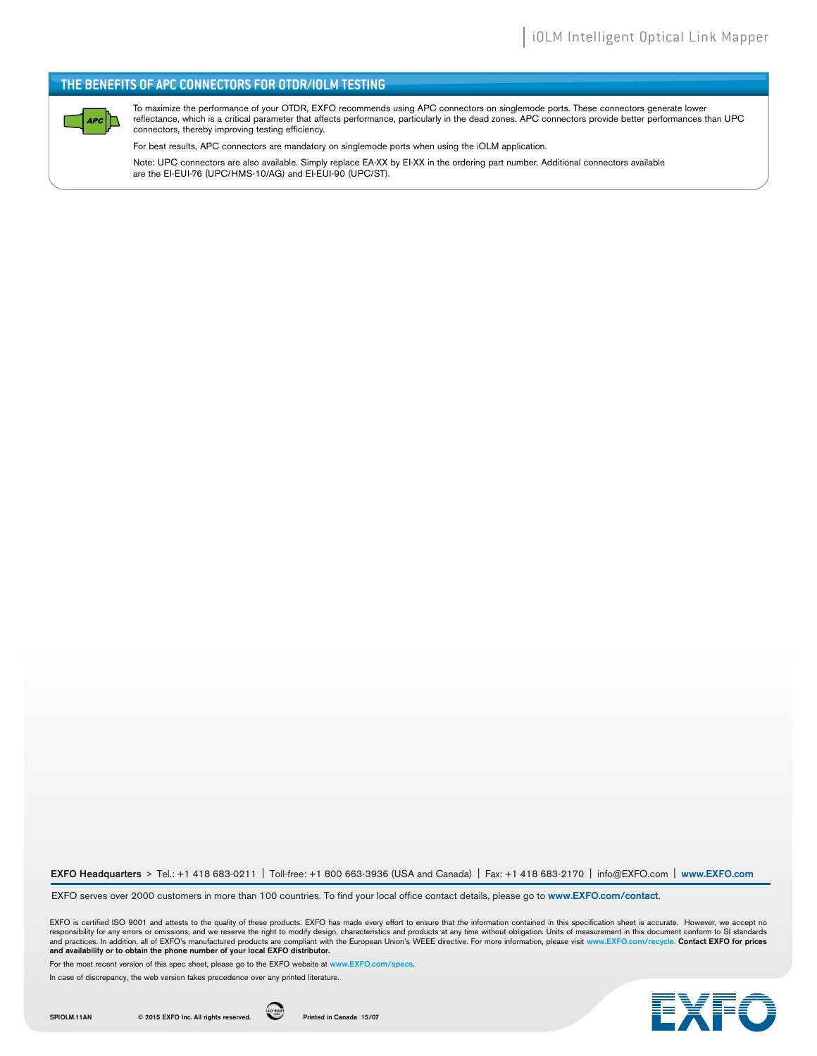## THE BENEFITS OF APC CONNECTORS FOR OTDR/IOLM TESTING

To maximize the performance of your OTDR, EXFO recommends using APC connectors on singlemode ports. These connectors generate lower reflectance, which is a critical parameter that affects performance, particularly in the dead zones. APC connectors provide better performances than UPC connectors, thereby improving testing efficiency.

For best results, APC connectors are mandatory on singlemode ports when using the iOLM application.

Note: UPC connectors are also available. Simply replace EA-XX by EI-XX in the ordering part number. Additional connectors available are the EI-EUI-76 (UPC/HMS-10/AG) and EI-EUI-90 (UPC/ST).

**EXFO Headquarters** > Tel.: +1 418 683-0211 | Toll-free: +1 800 663-3936 (USA and Canada) | Fax: +1 418 683-2170 | info@EXFO.com | **www.EXFO.com**

EXFO serves over 2000 customers in more than 100 countries. To find your local office contact details, please go to **www.EXFO.com/contact**.

EXFO is certified ISO 9001 and attests to the quality of these products. EXFO has made every effort to ensure that the information contained in this specification sheet is accurate. However, we accept no responsibility for any errors or omissions, and we reserve the right to modify design, characteristics and products at any time without obligation. Units of measurement in this document conform to SI standards and practices. In addition, all of EXFO's manufactured products are compliant with the European Union's WEEE directive. For more information, please visit www.EXFO.com/recycle. **Contact EXFO for prices and availability or to obtain the phone number of your local EXFO distributor.**

For the most recent version of this spec sheet, please go to the EXFO website at www.EXFO.com/specs.

In case of discrepancy, the web version takes precedence over any printed literature.

SPIOLM.11AN © 2015 EXFO Inc. All rights reserved. Printed in Canada 15/07